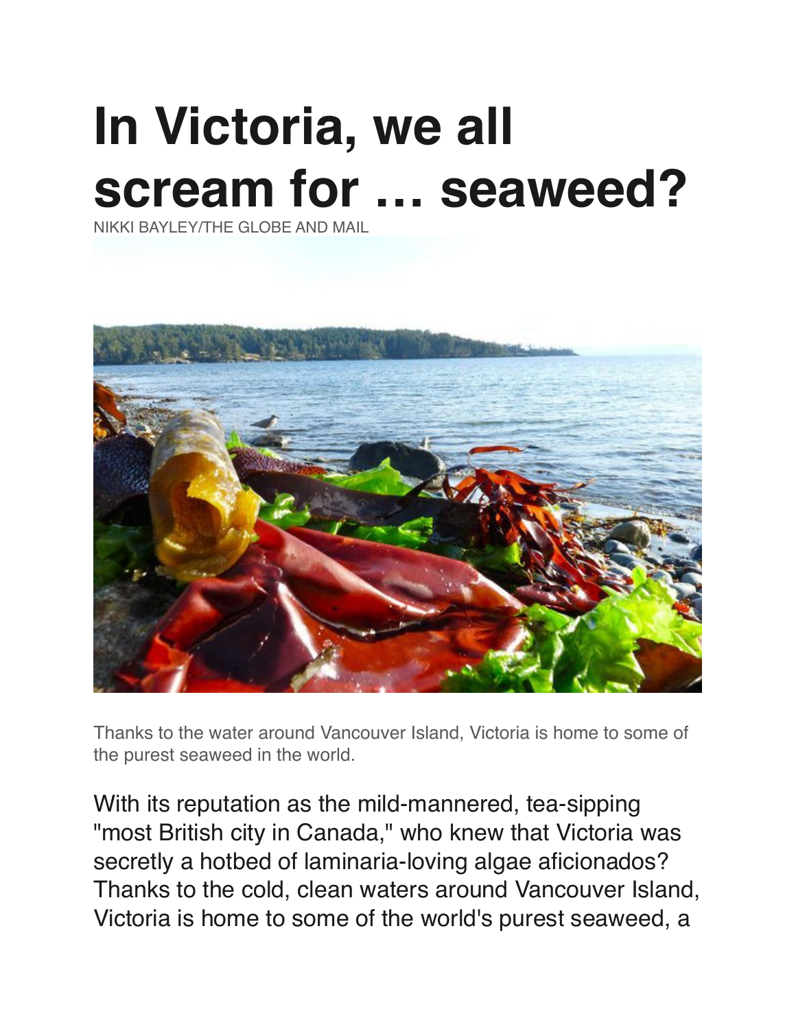# In Victoria, we all scream for … seaweed?

NIKKI BAYLEY/THE GLOBE AND MAIL

Thanks to the water around Vancouver Island, Victoria is home to some of the purest seaweed in the world.

With its reputation as the mild-mannered, tea-sipping "most British city in Canada," who knew that Victoria was secretly a hotbed of laminaria-loving algae aficionados? Thanks to the cold, clean waters around Vancouver Island, Victoria is home to some of the world's purest seaweed, a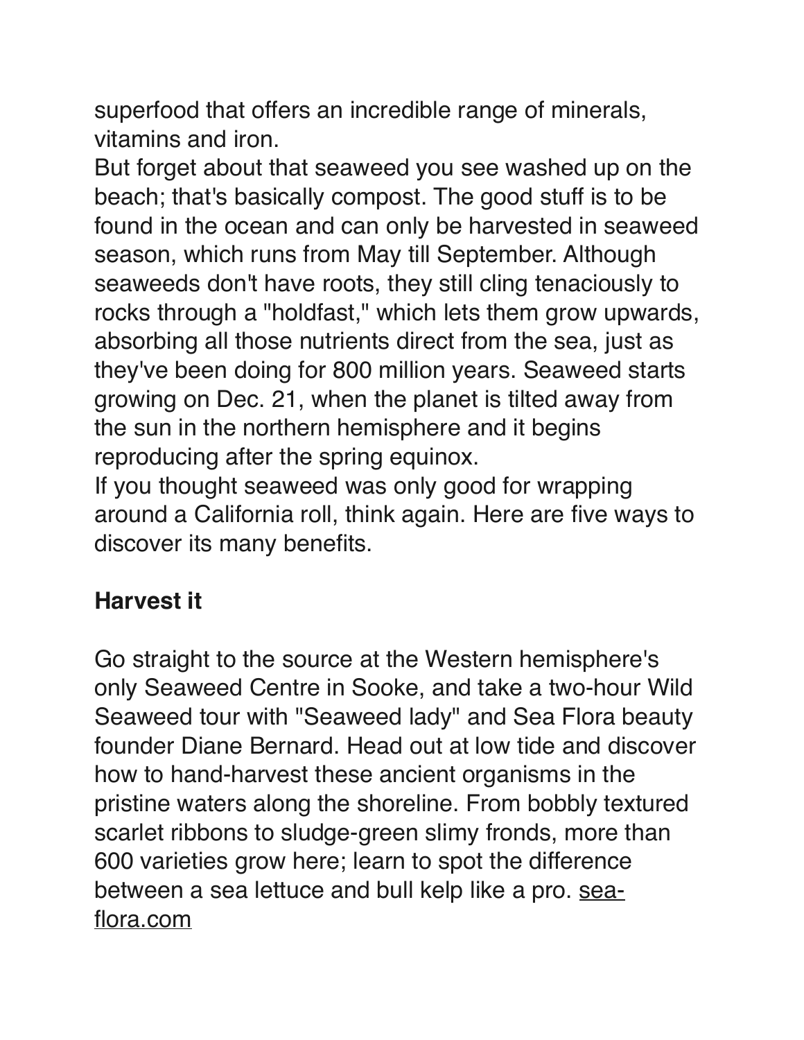superfood that offers an incredible range of minerals, vitamins and iron.

But forget about that seaweed you see washed up on the beach; that's basically compost. The good stuff is to be found in the ocean and can only be harvested in seaweed season, which runs from May till September. Although seaweeds don't have roots, they still cling tenaciously to rocks through a "holdfast," which lets them grow upwards, absorbing all those nutrients direct from the sea, just as they've been doing for 800 million years. Seaweed starts growing on Dec. 21, when the planet is tilted away from the sun in the northern hemisphere and it begins reproducing after the spring equinox.

If you thought seaweed was only good for wrapping around a California roll, think again. Here are five ways to discover its many benefits.

## Harvest it

Go straight to the source at the Western hemisphere's only Seaweed Centre in Sooke, and take a two-hour Wild Seaweed tour with "Seaweed lady" and Sea Flora beauty founder Diane Bernard. Head out at low tide and discover how to hand-harvest these ancient organisms in the pristine waters along the shoreline. From bobbly textured scarlet ribbons to sludge-green slimy fronds, more than 600 varieties grow here; learn to spot the difference between a sea lettuce and bull kelp like a pro. sea-flora.com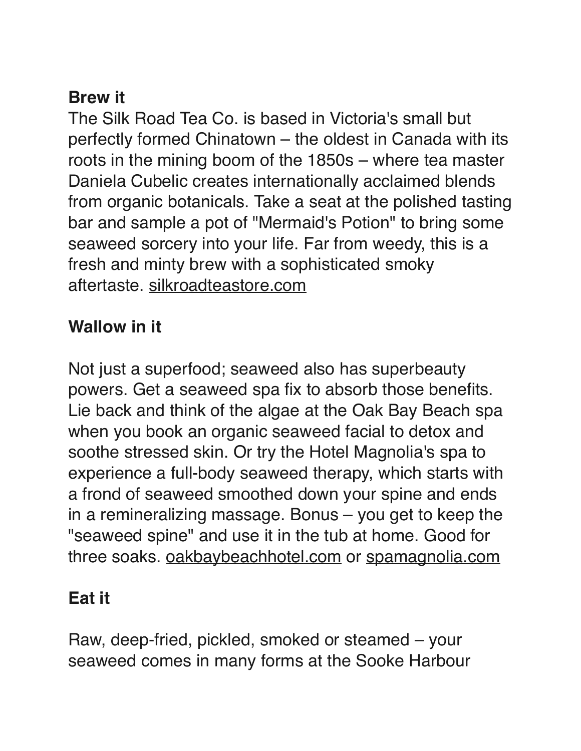**Brew it**

The Silk Road Tea Co. is based in Victoria's small but perfectly formed Chinatown – the oldest in Canada with its roots in the mining boom of the 1850s – where tea master Daniela Cubelic creates internationally acclaimed blends from organic botanicals. Take a seat at the polished tasting bar and sample a pot of "Mermaid's Potion" to bring some seaweed sorcery into your life. Far from weedy, this is a fresh and minty brew with a sophisticated smoky aftertaste. silkroadteastore.com

**Wallow in it**

Not just a superfood; seaweed also has superbeauty powers. Get a seaweed spa fix to absorb those benefits. Lie back and think of the algae at the Oak Bay Beach spa when you book an organic seaweed facial to detox and soothe stressed skin. Or try the Hotel Magnolia's spa to experience a full-body seaweed therapy, which starts with a frond of seaweed smoothed down your spine and ends in a remineralizing massage. Bonus – you get to keep the "seaweed spine" and use it in the tub at home. Good for three soaks. oakbaybeachhotel.com or spamagnolia.com

**Eat it**

Raw, deep-fried, pickled, smoked or steamed – your seaweed comes in many forms at the Sooke Harbour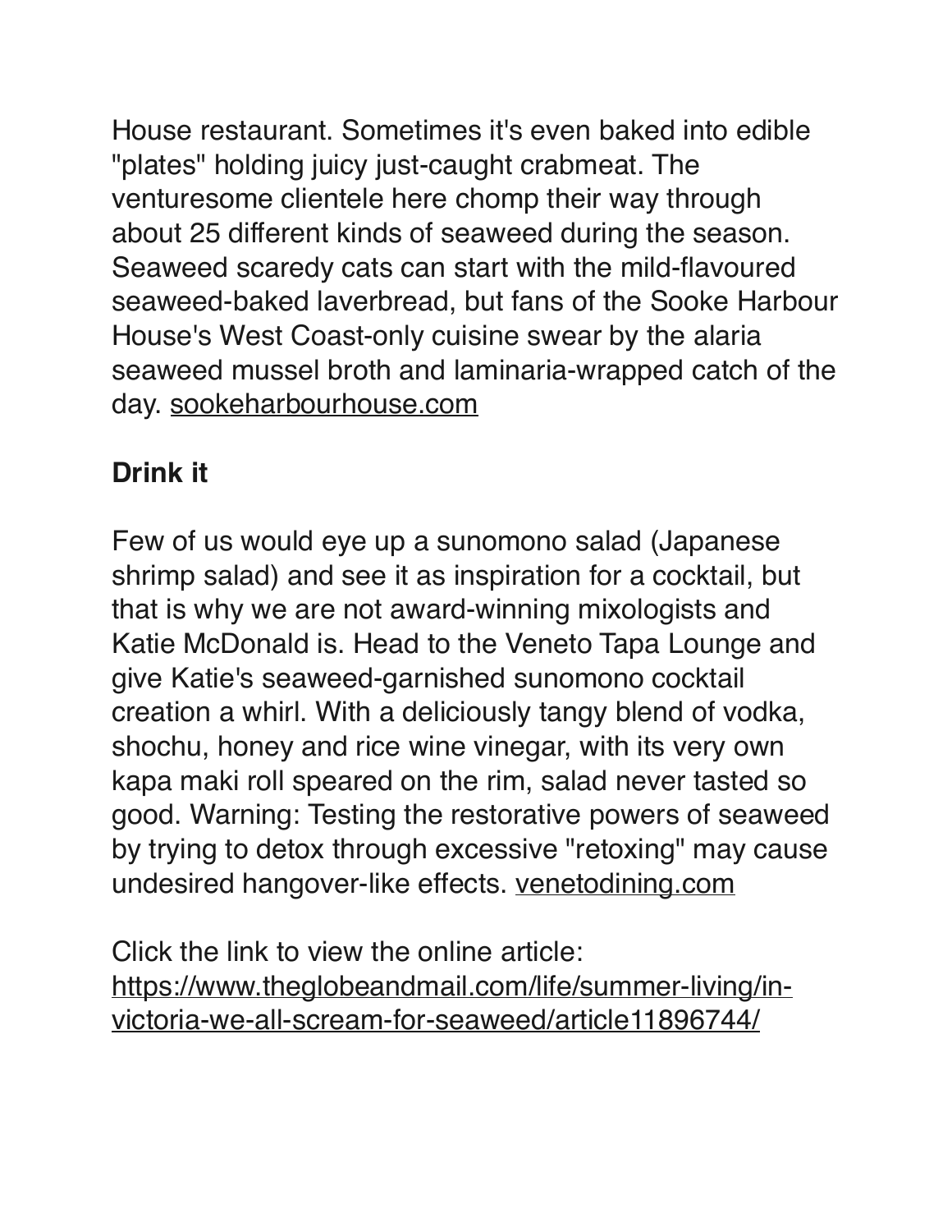House restaurant. Sometimes it's even baked into edible "plates" holding juicy just-caught crabmeat. The venturesome clientele here chomp their way through about 25 different kinds of seaweed during the season. Seaweed scaredy cats can start with the mild-flavoured seaweed-baked laverbread, but fans of the Sooke Harbour House's West Coast-only cuisine swear by the alaria seaweed mussel broth and laminaria-wrapped catch of the day. sookeharbourhouse.com

**Drink it**

Few of us would eye up a sunomono salad (Japanese shrimp salad) and see it as inspiration for a cocktail, but that is why we are not award-winning mixologists and Katie McDonald is. Head to the Veneto Tapa Lounge and give Katie's seaweed-garnished sunomono cocktail creation a whirl. With a deliciously tangy blend of vodka, shochu, honey and rice wine vinegar, with its very own kapa maki roll speared on the rim, salad never tasted so good. Warning: Testing the restorative powers of seaweed by trying to detox through excessive "retoxing" may cause undesired hangover-like effects. venetodining.com

Click the link to view the online article:
https://www.theglobeandmail.com/life/summer-living/in-victoria-we-all-scream-for-seaweed/article11896744/